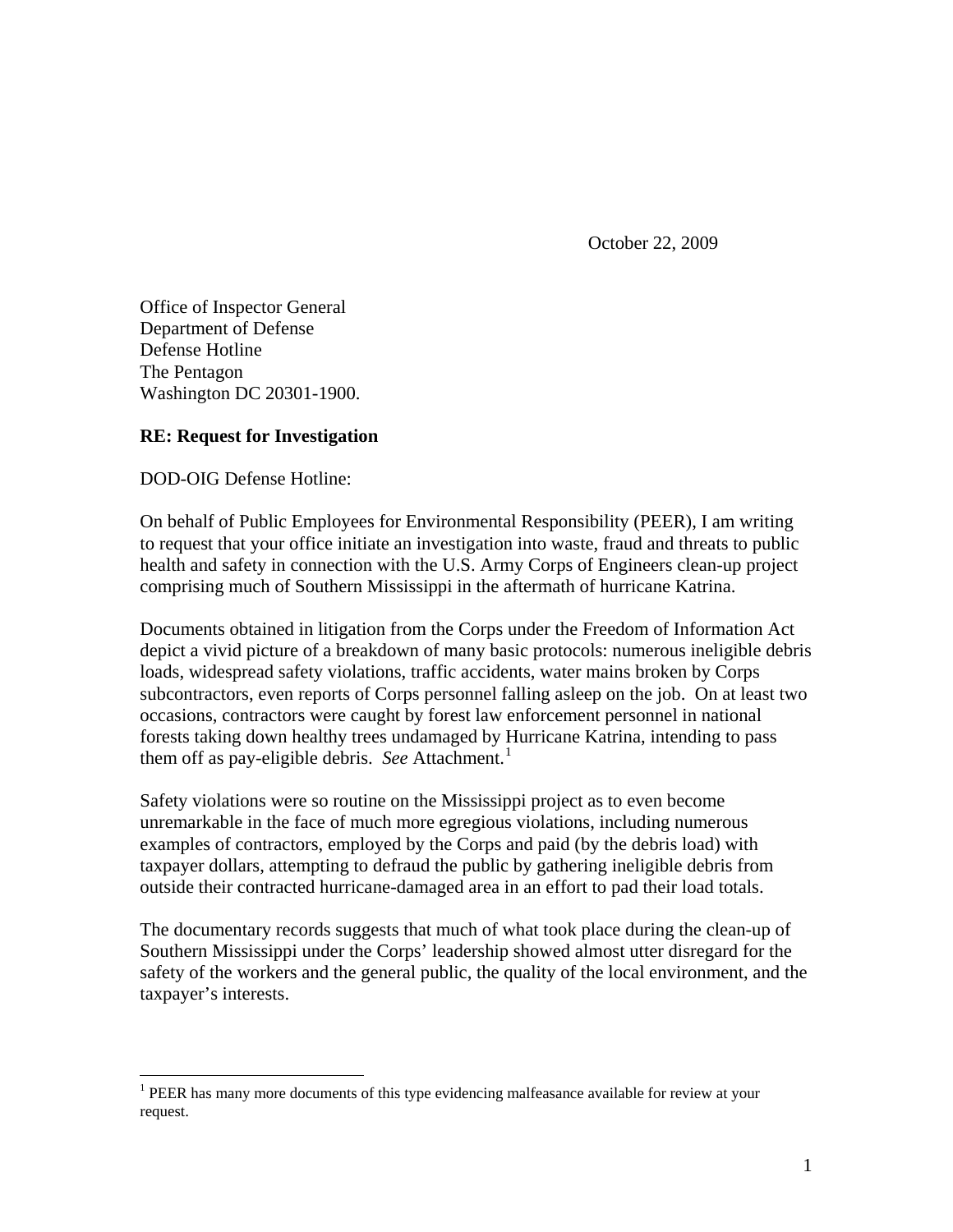October 22, 2009

Office of Inspector General
Department of Defense
Defense Hotline
The Pentagon
Washington DC 20301-1900.

**RE: Request for Investigation**

DOD-OIG Defense Hotline:

On behalf of Public Employees for Environmental Responsibility (PEER), I am writing to request that your office initiate an investigation into waste, fraud and threats to public health and safety in connection with the U.S. Army Corps of Engineers clean-up project comprising much of Southern Mississippi in the aftermath of hurricane Katrina.

Documents obtained in litigation from the Corps under the Freedom of Information Act depict a vivid picture of a breakdown of many basic protocols: numerous ineligible debris loads, widespread safety violations, traffic accidents, water mains broken by Corps subcontractors, even reports of Corps personnel falling asleep on the job. On at least two occasions, contractors were caught by forest law enforcement personnel in national forests taking down healthy trees undamaged by Hurricane Katrina, intending to pass them off as pay-eligible debris. *See* Attachment.[1]

Safety violations were so routine on the Mississippi project as to even become unremarkable in the face of much more egregious violations, including numerous examples of contractors, employed by the Corps and paid (by the debris load) with taxpayer dollars, attempting to defraud the public by gathering ineligible debris from outside their contracted hurricane-damaged area in an effort to pad their load totals.

The documentary records suggests that much of what took place during the clean-up of Southern Mississippi under the Corps' leadership showed almost utter disregard for the safety of the workers and the general public, the quality of the local environment, and the taxpayer's interests.

[1] PEER has many more documents of this type evidencing malfeasance available for review at your request.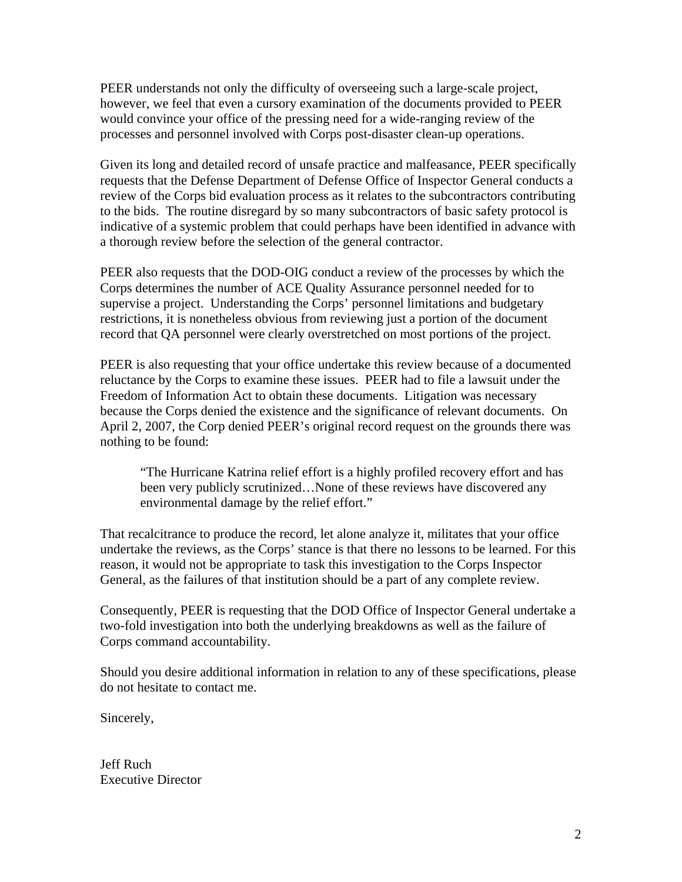PEER understands not only the difficulty of overseeing such a large-scale project, however, we feel that even a cursory examination of the documents provided to PEER would convince your office of the pressing need for a wide-ranging review of the processes and personnel involved with Corps post-disaster clean-up operations.

Given its long and detailed record of unsafe practice and malfeasance, PEER specifically requests that the Defense Department of Defense Office of Inspector General conducts a review of the Corps bid evaluation process as it relates to the subcontractors contributing to the bids. The routine disregard by so many subcontractors of basic safety protocol is indicative of a systemic problem that could perhaps have been identified in advance with a thorough review before the selection of the general contractor.

PEER also requests that the DOD-OIG conduct a review of the processes by which the Corps determines the number of ACE Quality Assurance personnel needed for to supervise a project. Understanding the Corps' personnel limitations and budgetary restrictions, it is nonetheless obvious from reviewing just a portion of the document record that QA personnel were clearly overstretched on most portions of the project.

PEER is also requesting that your office undertake this review because of a documented reluctance by the Corps to examine these issues. PEER had to file a lawsuit under the Freedom of Information Act to obtain these documents. Litigation was necessary because the Corps denied the existence and the significance of relevant documents. On April 2, 2007, the Corp denied PEER's original record request on the grounds there was nothing to be found:

> "The Hurricane Katrina relief effort is a highly profiled recovery effort and has been very publicly scrutinized…None of these reviews have discovered any environmental damage by the relief effort."

That recalcitrance to produce the record, let alone analyze it, militates that your office undertake the reviews, as the Corps' stance is that there no lessons to be learned. For this reason, it would not be appropriate to task this investigation to the Corps Inspector General, as the failures of that institution should be a part of any complete review.

Consequently, PEER is requesting that the DOD Office of Inspector General undertake a two-fold investigation into both the underlying breakdowns as well as the failure of Corps command accountability.

Should you desire additional information in relation to any of these specifications, please do not hesitate to contact me.

Sincerely,

Jeff Ruch
Executive Director